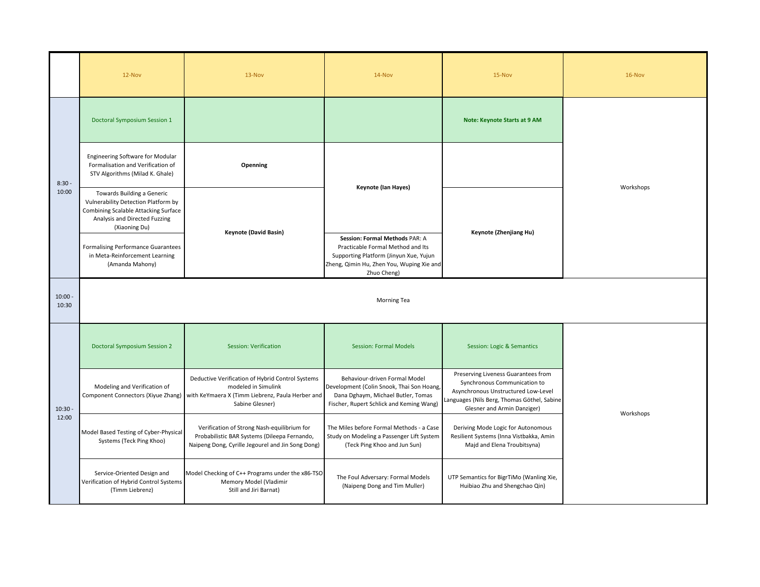| | 12-Nov | 13-Nov | 14-Nov | 15-Nov | 16-Nov |
|---|---|---|---|---|---|
| 8:30 - 10:00 | Doctoral Symposium Session 1 | | | **Note: Keynote Starts at 9 AM** | Workshops |
| | Engineering Software for Modular Formalisation and Verification of STV Algorithms (Milad K. Ghale) | **Openning** | **Keynote (Ian Hayes)** | | |
| | Towards Building a Generic Vulnerability Detection Platform by Combining Scalable Attacking Surface Analysis and Directed Fuzzing (Xiaoning Du) | **Keynote (David Basin)** | | **Keynote (Zhenjiang Hu)** | |
| | Formalising Performance Guarantees in Meta-Reinforcement Learning (Amanda Mahony) | | **Session: Formal Methods** PAR: A Practicable Formal Method and Its Supporting Platform (Jinyun Xue, Yujun Zheng, Qimin Hu, Zhen You, Wuping Xie and Zhuo Cheng) | | |
| 10:00 - 10:30 | Morning Tea | | | | |
| 10:30 - 12:00 | Doctoral Symposium Session 2 | Session: Verification | Session: Formal Models | Session: Logic & Semantics | Workshops |
| | Modeling and Verification of Component Connectors (Xiyue Zhang) | Deductive Verification of Hybrid Control Systems modeled in Simulink with KeYmaera X (Timm Liebrenz, Paula Herber and Sabine Glesner) | Behaviour-driven Formal Model Development (Colin Snook, Thai Son Hoang, Dana Dghaym, Michael Butler, Tomas Fischer, Rupert Schlick and Keming Wang) | Preserving Liveness Guarantees from Synchronous Communication to Asynchronous Unstructured Low-Level Languages (Nils Berg, Thomas Göthel, Sabine Glesner and Armin Danziger) | |
| | Model Based Testing of Cyber-Physical Systems (Teck Ping Khoo) | Verification of Strong Nash-equilibrium for Probabilistic BAR Systems (Dileepa Fernando, Naipeng Dong, Cyrille Jegourel and Jin Song Dong) | The Miles before Formal Methods - a Case Study on Modeling a Passenger Lift System (Teck Ping Khoo and Jun Sun) | Deriving Mode Logic for Autonomous Resilient Systems (Inna Vistbakka, Amin Majd and Elena Troubitsyna) | |
| | Service-Oriented Design and Verification of Hybrid Control Systems (Timm Liebrenz) | Model Checking of C++ Programs under the x86-TSO Memory Model (Vladimir Still and Jiri Barnat) | The Foul Adversary: Formal Models (Naipeng Dong and Tim Muller) | UTP Semantics for BigrTiMo (Wanling Xie, Huibiao Zhu and Shengchao Qin) | |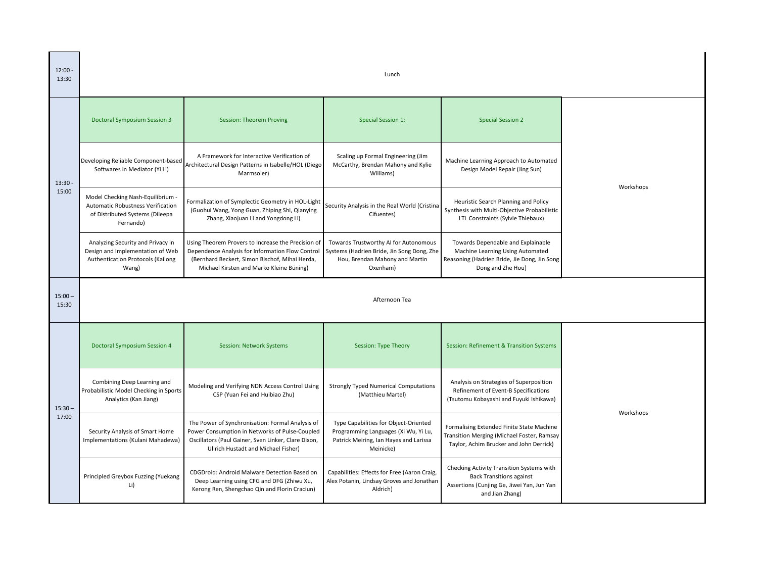| | | | | | |
|---|---|---|---|---|---|
| 12:00 - 13:30 | Lunch | | | | |
| 13:30 - 15:00 | Doctoral Symposium Session 3 | Session: Theorem Proving | Special Session 1: | Special Session 2 | Workshops |
| | Developing Reliable Component-based Softwares in Mediator (Yi Li) | A Framework for Interactive Verification of Architectural Design Patterns in Isabelle/HOL (Diego Marmsoler) | Scaling up Formal Engineering (Jim McCarthy, Brendan Mahony and Kylie Williams) | Machine Learning Approach to Automated Design Model Repair (Jing Sun) | |
| | Model Checking Nash-Equilibrium - Automatic Robustness Verification of Distributed Systems (Dileepa Fernando) | Formalization of Symplectic Geometry in HOL-Light (Guohui Wang, Yong Guan, Zhiping Shi, Qianying Zhang, Xiaojuan Li and Yongdong Li) | Security Analysis in the Real World (Cristina Cifuentes) | Heuristic Search Planning and Policy Synthesis with Multi-Objective Probabilistic LTL Constraints (Sylvie Thiebaux) | |
| | Analyzing Security and Privacy in Design and Implementation of Web Authentication Protocols (Kailong Wang) | Using Theorem Provers to Increase the Precision of Dependence Analysis for Information Flow Control (Bernhard Beckert, Simon Bischof, Mihai Herda, Michael Kirsten and Marko Kleine Büning) | Towards Trustworthy AI for Autonomous Systems (Hadrien Bride, Jin Song Dong, Zhe Hou, Brendan Mahony and Martin Oxenham) | Towards Dependable and Explainable Machine Learning Using Automated Reasoning (Hadrien Bride, Jie Dong, Jin Song Dong and Zhe Hou) | |
| 15:00 – 15:30 | Afternoon Tea | | | | |
| 15:30 – 17:00 | Doctoral Symposium Session 4 | Session: Network Systems | Session: Type Theory | Session: Refinement & Transition Systems | Workshops |
| | Combining Deep Learning and Probabilistic Model Checking in Sports Analytics (Kan Jiang) | Modeling and Verifying NDN Access Control Using CSP (Yuan Fei and Huibiao Zhu) | Strongly Typed Numerical Computations (Matthieu Martel) | Analysis on Strategies of Superposition Refinement of Event-B Specifications (Tsutomu Kobayashi and Fuyuki Ishikawa) | |
| | Security Analysis of Smart Home Implementations (Kulani Mahadewa) | The Power of Synchronisation: Formal Analysis of Power Consumption in Networks of Pulse-Coupled Oscillators (Paul Gainer, Sven Linker, Clare Dixon, Ullrich Hustadt and Michael Fisher) | Type Capabilities for Object-Oriented Programming Languages (Xi Wu, Yi Lu, Patrick Meiring, Ian Hayes and Larissa Meinicke) | Formalising Extended Finite State Machine Transition Merging (Michael Foster, Ramsay Taylor, Achim Brucker and John Derrick) | |
| | Principled Greybox Fuzzing (Yuekang Li) | CDGDroid: Android Malware Detection Based on Deep Learning using CFG and DFG (Zhiwu Xu, Kerong Ren, Shengchao Qin and Florin Craciun) | Capabilities: Effects for Free (Aaron Craig, Alex Potanin, Lindsay Groves and Jonathan Aldrich) | Checking Activity Transition Systems with Back Transitions against Assertions (Cunjing Ge, Jiwei Yan, Jun Yan and Jian Zhang) | |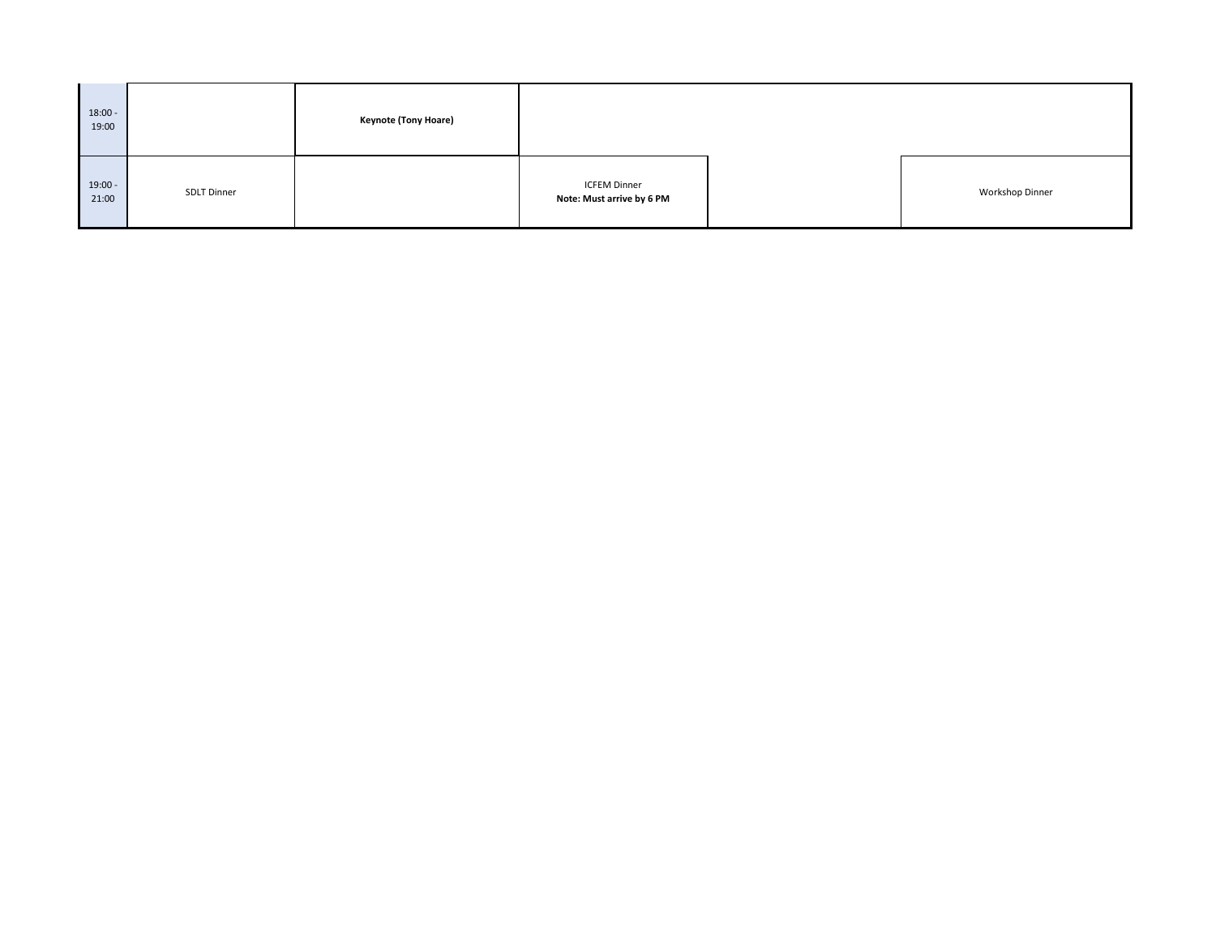| | | | | | |
|---|---|---|---|---|---|
| 18:00 - 19:00 | | **Keynote (Tony Hoare)** | | | |
| 19:00 - 21:00 | SDLT Dinner | | ICFEM Dinner<br>**Note: Must arrive by 6 PM** | | Workshop Dinner |